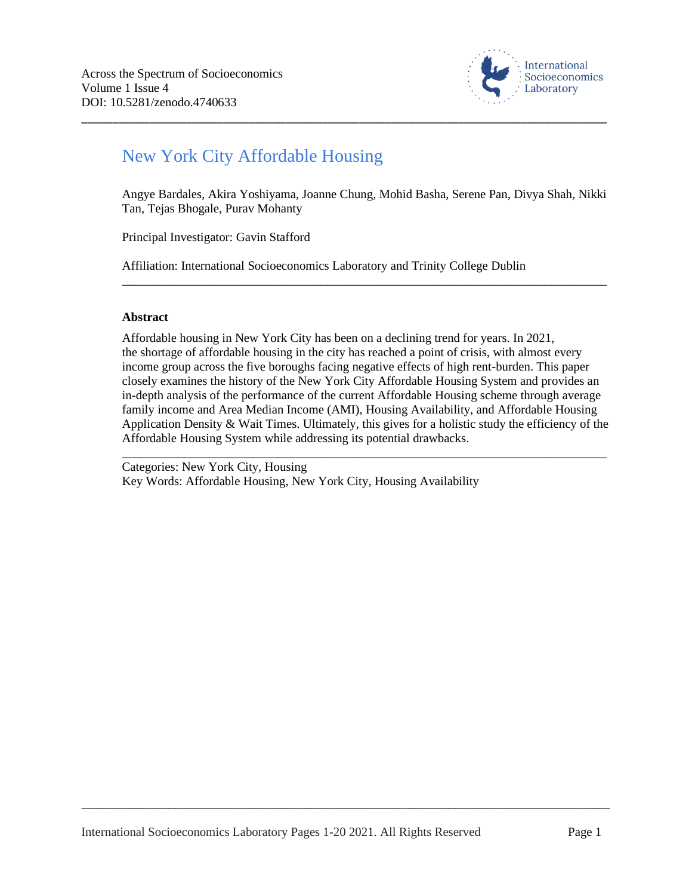Across the Spectrum of Socioeconomics
Volume 1 Issue 4
DOI: 10.5281/zenodo.4740633

# New York City Affordable Housing

Angye Bardales, Akira Yoshiyama, Joanne Chung, Mohid Basha, Serene Pan, Divya Shah, Nikki Tan, Tejas Bhogale, Purav Mohanty

Principal Investigator: Gavin Stafford

Affiliation: International Socioeconomics Laboratory and Trinity College Dublin

---

**Abstract**

Affordable housing in New York City has been on a declining trend for years. In 2021, the shortage of affordable housing in the city has reached a point of crisis, with almost every income group across the five boroughs facing negative effects of high rent-burden. This paper closely examines the history of the New York City Affordable Housing System and provides an in-depth analysis of the performance of the current Affordable Housing scheme through average family income and Area Median Income (AMI), Housing Availability, and Affordable Housing Application Density & Wait Times. Ultimately, this gives for a holistic study the efficiency of the Affordable Housing System while addressing its potential drawbacks.

---

Categories: New York City, Housing
Key Words: Affordable Housing, New York City, Housing Availability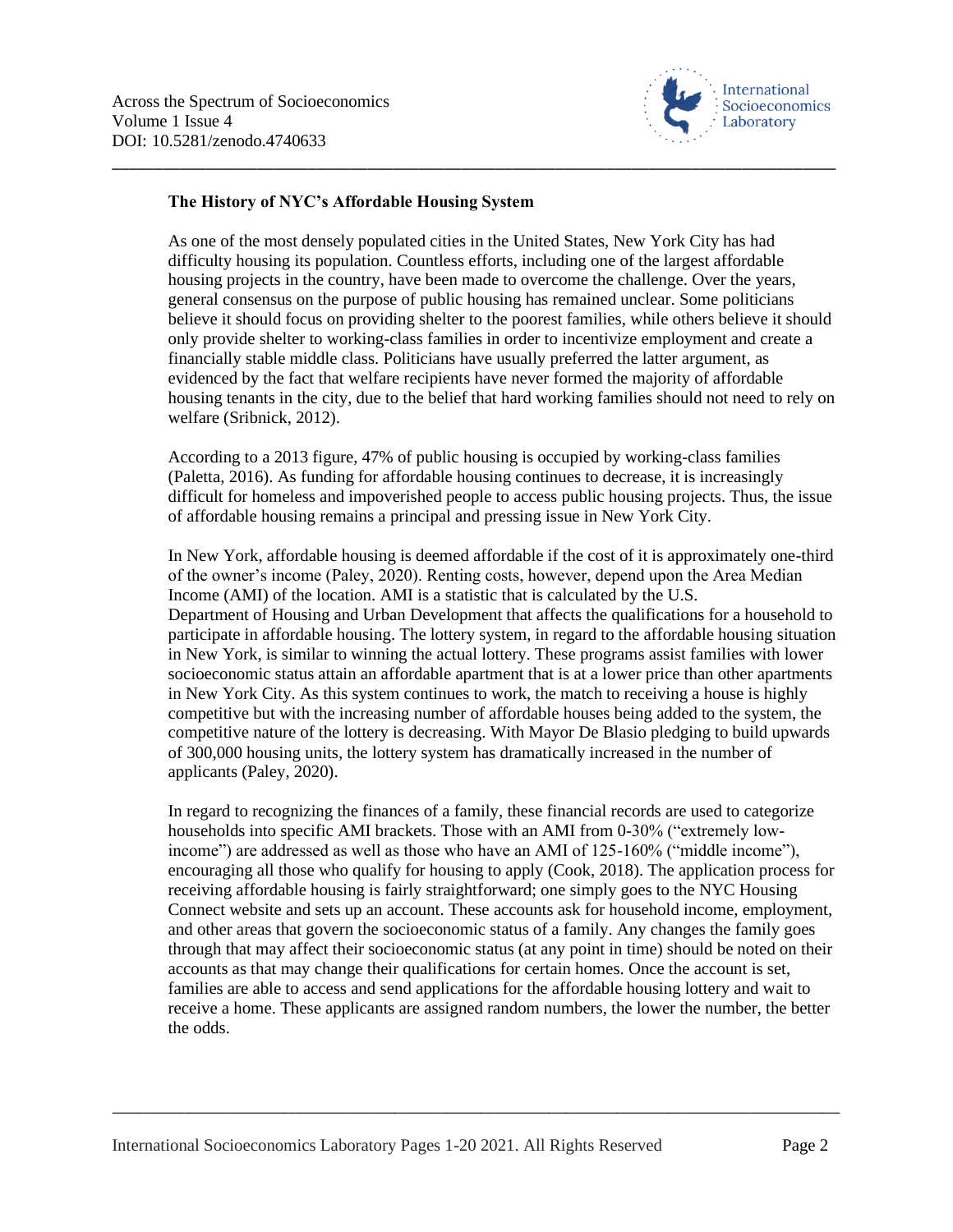### The History of NYC's Affordable Housing System

As one of the most densely populated cities in the United States, New York City has had difficulty housing its population. Countless efforts, including one of the largest affordable housing projects in the country, have been made to overcome the challenge. Over the years, general consensus on the purpose of public housing has remained unclear. Some politicians believe it should focus on providing shelter to the poorest families, while others believe it should only provide shelter to working-class families in order to incentivize employment and create a financially stable middle class. Politicians have usually preferred the latter argument, as evidenced by the fact that welfare recipients have never formed the majority of affordable housing tenants in the city, due to the belief that hard working families should not need to rely on welfare (Sribnick, 2012).

According to a 2013 figure, 47% of public housing is occupied by working-class families (Paletta, 2016). As funding for affordable housing continues to decrease, it is increasingly difficult for homeless and impoverished people to access public housing projects. Thus, the issue of affordable housing remains a principal and pressing issue in New York City.

In New York, affordable housing is deemed affordable if the cost of it is approximately one-third of the owner's income (Paley, 2020). Renting costs, however, depend upon the Area Median Income (AMI) of the location. AMI is a statistic that is calculated by the U.S. Department of Housing and Urban Development that affects the qualifications for a household to participate in affordable housing. The lottery system, in regard to the affordable housing situation in New York, is similar to winning the actual lottery. These programs assist families with lower socioeconomic status attain an affordable apartment that is at a lower price than other apartments in New York City. As this system continues to work, the match to receiving a house is highly competitive but with the increasing number of affordable houses being added to the system, the competitive nature of the lottery is decreasing. With Mayor De Blasio pledging to build upwards of 300,000 housing units, the lottery system has dramatically increased in the number of applicants (Paley, 2020).

In regard to recognizing the finances of a family, these financial records are used to categorize households into specific AMI brackets. Those with an AMI from 0-30% ("extremely low-income") are addressed as well as those who have an AMI of 125-160% ("middle income"), encouraging all those who qualify for housing to apply (Cook, 2018). The application process for receiving affordable housing is fairly straightforward; one simply goes to the NYC Housing Connect website and sets up an account. These accounts ask for household income, employment, and other areas that govern the socioeconomic status of a family. Any changes the family goes through that may affect their socioeconomic status (at any point in time) should be noted on their accounts as that may change their qualifications for certain homes. Once the account is set, families are able to access and send applications for the affordable housing lottery and wait to receive a home. These applicants are assigned random numbers, the lower the number, the better the odds.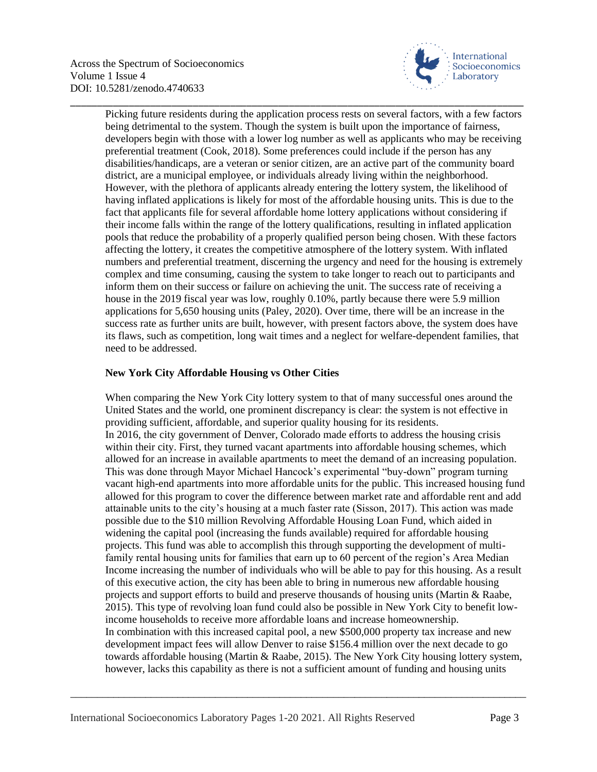Picking future residents during the application process rests on several factors, with a few factors being detrimental to the system. Though the system is built upon the importance of fairness, developers begin with those with a lower log number as well as applicants who may be receiving preferential treatment (Cook, 2018). Some preferences could include if the person has any disabilities/handicaps, are a veteran or senior citizen, are an active part of the community board district, are a municipal employee, or individuals already living within the neighborhood. However, with the plethora of applicants already entering the lottery system, the likelihood of having inflated applications is likely for most of the affordable housing units. This is due to the fact that applicants file for several affordable home lottery applications without considering if their income falls within the range of the lottery qualifications, resulting in inflated application pools that reduce the probability of a properly qualified person being chosen. With these factors affecting the lottery, it creates the competitive atmosphere of the lottery system. With inflated numbers and preferential treatment, discerning the urgency and need for the housing is extremely complex and time consuming, causing the system to take longer to reach out to participants and inform them on their success or failure on achieving the unit. The success rate of receiving a house in the 2019 fiscal year was low, roughly 0.10%, partly because there were 5.9 million applications for 5,650 housing units (Paley, 2020). Over time, there will be an increase in the success rate as further units are built, however, with present factors above, the system does have its flaws, such as competition, long wait times and a neglect for welfare-dependent families, that need to be addressed.

**New York City Affordable Housing vs Other Cities**

When comparing the New York City lottery system to that of many successful ones around the United States and the world, one prominent discrepancy is clear: the system is not effective in providing sufficient, affordable, and superior quality housing for its residents.

In 2016, the city government of Denver, Colorado made efforts to address the housing crisis within their city. First, they turned vacant apartments into affordable housing schemes, which allowed for an increase in available apartments to meet the demand of an increasing population. This was done through Mayor Michael Hancock's experimental "buy-down" program turning vacant high-end apartments into more affordable units for the public. This increased housing fund allowed for this program to cover the difference between market rate and affordable rent and add attainable units to the city's housing at a much faster rate (Sisson, 2017). This action was made possible due to the $10 million Revolving Affordable Housing Loan Fund, which aided in widening the capital pool (increasing the funds available) required for affordable housing projects. This fund was able to accomplish this through supporting the development of multi-family rental housing units for families that earn up to 60 percent of the region's Area Median Income increasing the number of individuals who will be able to pay for this housing. As a result of this executive action, the city has been able to bring in numerous new affordable housing projects and support efforts to build and preserve thousands of housing units (Martin & Raabe, 2015). This type of revolving loan fund could also be possible in New York City to benefit low-income households to receive more affordable loans and increase homeownership.

In combination with this increased capital pool, a new $500,000 property tax increase and new development impact fees will allow Denver to raise $156.4 million over the next decade to go towards affordable housing (Martin & Raabe, 2015). The New York City housing lottery system, however, lacks this capability as there is not a sufficient amount of funding and housing units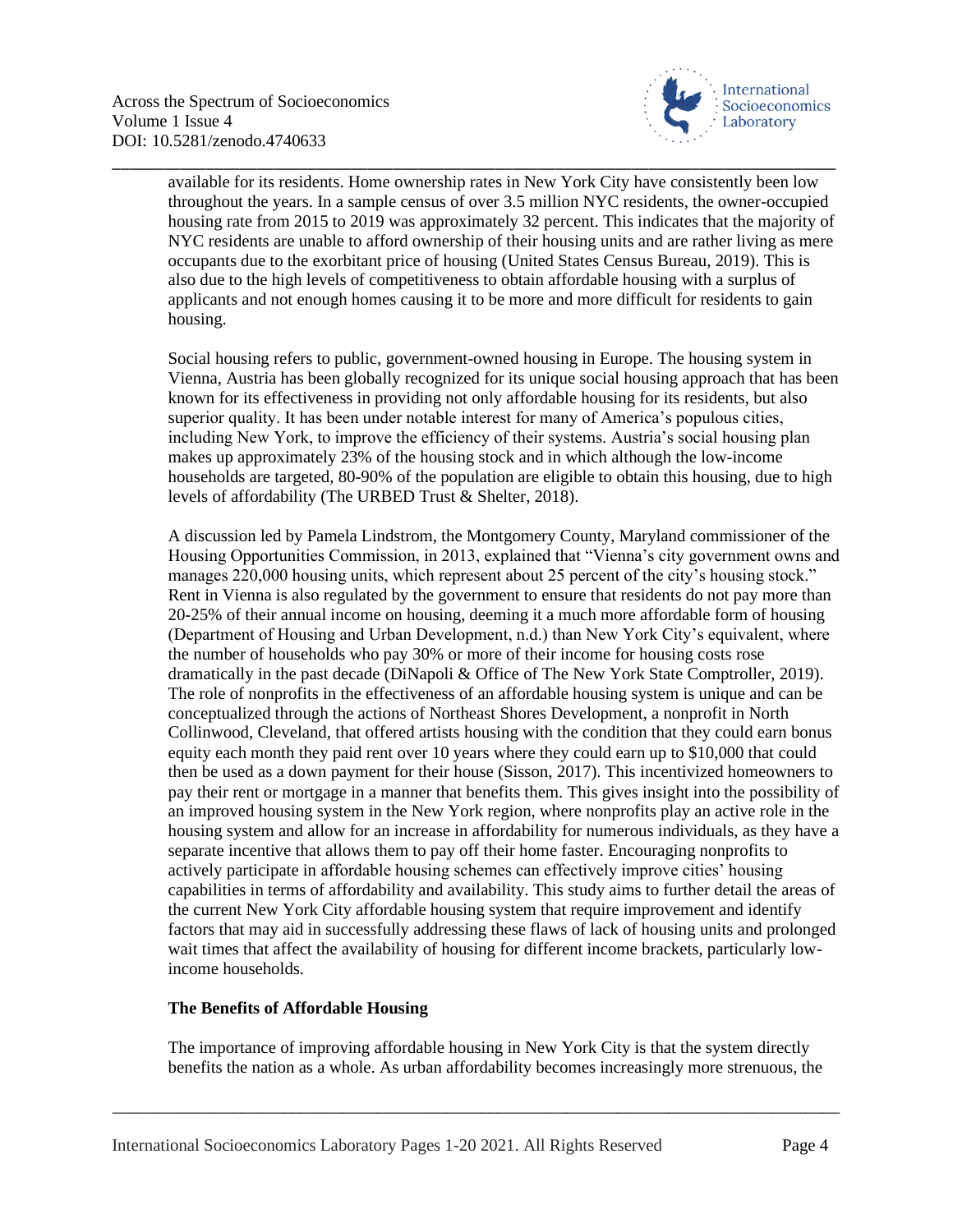available for its residents. Home ownership rates in New York City have consistently been low throughout the years. In a sample census of over 3.5 million NYC residents, the owner-occupied housing rate from 2015 to 2019 was approximately 32 percent. This indicates that the majority of NYC residents are unable to afford ownership of their housing units and are rather living as mere occupants due to the exorbitant price of housing (United States Census Bureau, 2019). This is also due to the high levels of competitiveness to obtain affordable housing with a surplus of applicants and not enough homes causing it to be more and more difficult for residents to gain housing.

Social housing refers to public, government-owned housing in Europe. The housing system in Vienna, Austria has been globally recognized for its unique social housing approach that has been known for its effectiveness in providing not only affordable housing for its residents, but also superior quality. It has been under notable interest for many of America's populous cities, including New York, to improve the efficiency of their systems. Austria's social housing plan makes up approximately 23% of the housing stock and in which although the low-income households are targeted, 80-90% of the population are eligible to obtain this housing, due to high levels of affordability (The URBED Trust & Shelter, 2018).

A discussion led by Pamela Lindstrom, the Montgomery County, Maryland commissioner of the Housing Opportunities Commission, in 2013, explained that "Vienna's city government owns and manages 220,000 housing units, which represent about 25 percent of the city's housing stock." Rent in Vienna is also regulated by the government to ensure that residents do not pay more than 20-25% of their annual income on housing, deeming it a much more affordable form of housing (Department of Housing and Urban Development, n.d.) than New York City's equivalent, where the number of households who pay 30% or more of their income for housing costs rose dramatically in the past decade (DiNapoli & Office of The New York State Comptroller, 2019). The role of nonprofits in the effectiveness of an affordable housing system is unique and can be conceptualized through the actions of Northeast Shores Development, a nonprofit in North Collinwood, Cleveland, that offered artists housing with the condition that they could earn bonus equity each month they paid rent over 10 years where they could earn up to $10,000 that could then be used as a down payment for their house (Sisson, 2017). This incentivized homeowners to pay their rent or mortgage in a manner that benefits them. This gives insight into the possibility of an improved housing system in the New York region, where nonprofits play an active role in the housing system and allow for an increase in affordability for numerous individuals, as they have a separate incentive that allows them to pay off their home faster. Encouraging nonprofits to actively participate in affordable housing schemes can effectively improve cities' housing capabilities in terms of affordability and availability. This study aims to further detail the areas of the current New York City affordable housing system that require improvement and identify factors that may aid in successfully addressing these flaws of lack of housing units and prolonged wait times that affect the availability of housing for different income brackets, particularly low-income households.

### The Benefits of Affordable Housing

The importance of improving affordable housing in New York City is that the system directly benefits the nation as a whole. As urban affordability becomes increasingly more strenuous, the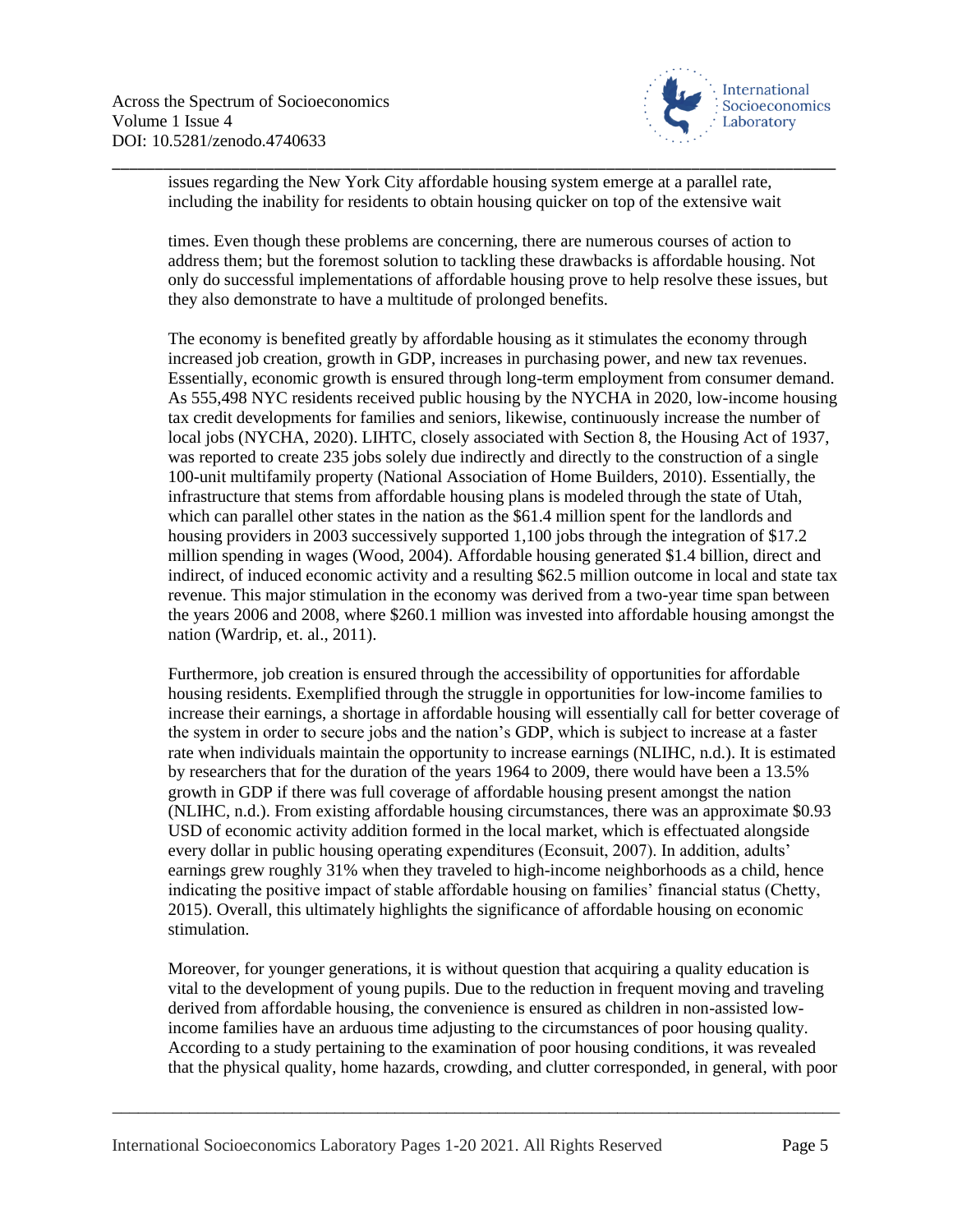issues regarding the New York City affordable housing system emerge at a parallel rate, including the inability for residents to obtain housing quicker on top of the extensive wait

times. Even though these problems are concerning, there are numerous courses of action to address them; but the foremost solution to tackling these drawbacks is affordable housing. Not only do successful implementations of affordable housing prove to help resolve these issues, but they also demonstrate to have a multitude of prolonged benefits.

The economy is benefited greatly by affordable housing as it stimulates the economy through increased job creation, growth in GDP, increases in purchasing power, and new tax revenues. Essentially, economic growth is ensured through long-term employment from consumer demand. As 555,498 NYC residents received public housing by the NYCHA in 2020, low-income housing tax credit developments for families and seniors, likewise, continuously increase the number of local jobs (NYCHA, 2020). LIHTC, closely associated with Section 8, the Housing Act of 1937, was reported to create 235 jobs solely due indirectly and directly to the construction of a single 100-unit multifamily property (National Association of Home Builders, 2010). Essentially, the infrastructure that stems from affordable housing plans is modeled through the state of Utah, which can parallel other states in the nation as the $61.4 million spent for the landlords and housing providers in 2003 successively supported 1,100 jobs through the integration of $17.2 million spending in wages (Wood, 2004). Affordable housing generated $1.4 billion, direct and indirect, of induced economic activity and a resulting $62.5 million outcome in local and state tax revenue. This major stimulation in the economy was derived from a two-year time span between the years 2006 and 2008, where $260.1 million was invested into affordable housing amongst the nation (Wardrip, et. al., 2011).

Furthermore, job creation is ensured through the accessibility of opportunities for affordable housing residents. Exemplified through the struggle in opportunities for low-income families to increase their earnings, a shortage in affordable housing will essentially call for better coverage of the system in order to secure jobs and the nation's GDP, which is subject to increase at a faster rate when individuals maintain the opportunity to increase earnings (NLIHC, n.d.). It is estimated by researchers that for the duration of the years 1964 to 2009, there would have been a 13.5% growth in GDP if there was full coverage of affordable housing present amongst the nation (NLIHC, n.d.). From existing affordable housing circumstances, there was an approximate $0.93 USD of economic activity addition formed in the local market, which is effectuated alongside every dollar in public housing operating expenditures (Econsuit, 2007). In addition, adults' earnings grew roughly 31% when they traveled to high-income neighborhoods as a child, hence indicating the positive impact of stable affordable housing on families' financial status (Chetty, 2015). Overall, this ultimately highlights the significance of affordable housing on economic stimulation.

Moreover, for younger generations, it is without question that acquiring a quality education is vital to the development of young pupils. Due to the reduction in frequent moving and traveling derived from affordable housing, the convenience is ensured as children in non-assisted low-income families have an arduous time adjusting to the circumstances of poor housing quality. According to a study pertaining to the examination of poor housing conditions, it was revealed that the physical quality, home hazards, crowding, and clutter corresponded, in general, with poor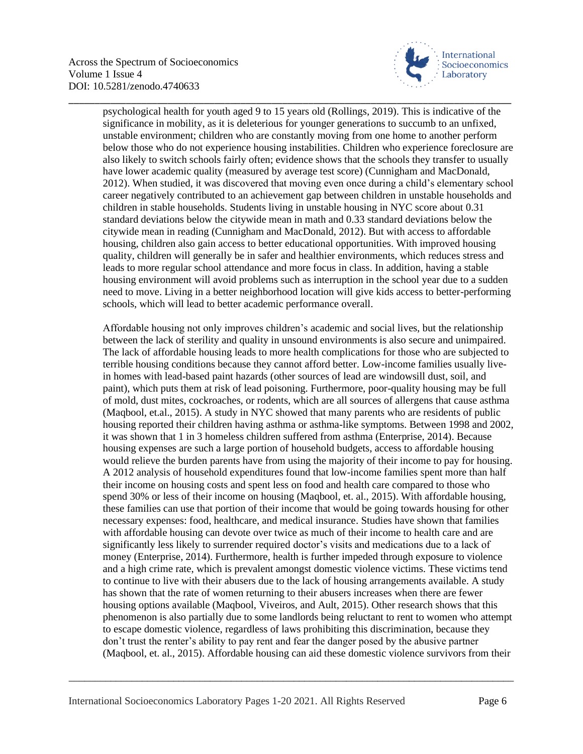psychological health for youth aged 9 to 15 years old (Rollings, 2019). This is indicative of the significance in mobility, as it is deleterious for younger generations to succumb to an unfixed, unstable environment; children who are constantly moving from one home to another perform below those who do not experience housing instabilities. Children who experience foreclosure are also likely to switch schools fairly often; evidence shows that the schools they transfer to usually have lower academic quality (measured by average test score) (Cunnigham and MacDonald, 2012). When studied, it was discovered that moving even once during a child's elementary school career negatively contributed to an achievement gap between children in unstable households and children in stable households. Students living in unstable housing in NYC score about 0.31 standard deviations below the citywide mean in math and 0.33 standard deviations below the citywide mean in reading (Cunnigham and MacDonald, 2012). But with access to affordable housing, children also gain access to better educational opportunities. With improved housing quality, children will generally be in safer and healthier environments, which reduces stress and leads to more regular school attendance and more focus in class. In addition, having a stable housing environment will avoid problems such as interruption in the school year due to a sudden need to move. Living in a better neighborhood location will give kids access to better-performing schools, which will lead to better academic performance overall.

Affordable housing not only improves children's academic and social lives, but the relationship between the lack of sterility and quality in unsound environments is also secure and unimpaired. The lack of affordable housing leads to more health complications for those who are subjected to terrible housing conditions because they cannot afford better. Low-income families usually live-in homes with lead-based paint hazards (other sources of lead are windowsill dust, soil, and paint), which puts them at risk of lead poisoning. Furthermore, poor-quality housing may be full of mold, dust mites, cockroaches, or rodents, which are all sources of allergens that cause asthma (Maqbool, et.al., 2015). A study in NYC showed that many parents who are residents of public housing reported their children having asthma or asthma-like symptoms. Between 1998 and 2002, it was shown that 1 in 3 homeless children suffered from asthma (Enterprise, 2014). Because housing expenses are such a large portion of household budgets, access to affordable housing would relieve the burden parents have from using the majority of their income to pay for housing. A 2012 analysis of household expenditures found that low-income families spent more than half their income on housing costs and spent less on food and health care compared to those who spend 30% or less of their income on housing (Maqbool, et. al., 2015). With affordable housing, these families can use that portion of their income that would be going towards housing for other necessary expenses: food, healthcare, and medical insurance. Studies have shown that families with affordable housing can devote over twice as much of their income to health care and are significantly less likely to surrender required doctor's visits and medications due to a lack of money (Enterprise, 2014). Furthermore, health is further impeded through exposure to violence and a high crime rate, which is prevalent amongst domestic violence victims. These victims tend to continue to live with their abusers due to the lack of housing arrangements available. A study has shown that the rate of women returning to their abusers increases when there are fewer housing options available (Maqbool, Viveiros, and Ault, 2015). Other research shows that this phenomenon is also partially due to some landlords being reluctant to rent to women who attempt to escape domestic violence, regardless of laws prohibiting this discrimination, because they don't trust the renter's ability to pay rent and fear the danger posed by the abusive partner (Maqbool, et. al., 2015). Affordable housing can aid these domestic violence survivors from their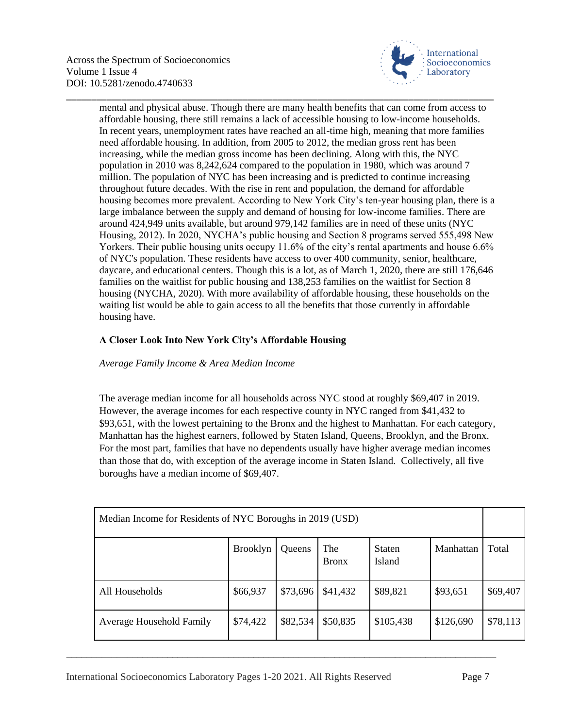mental and physical abuse. Though there are many health benefits that can come from access to affordable housing, there still remains a lack of accessible housing to low-income households. In recent years, unemployment rates have reached an all-time high, meaning that more families need affordable housing. In addition, from 2005 to 2012, the median gross rent has been increasing, while the median gross income has been declining. Along with this, the NYC population in 2010 was 8,242,624 compared to the population in 1980, which was around 7 million. The population of NYC has been increasing and is predicted to continue increasing throughout future decades. With the rise in rent and population, the demand for affordable housing becomes more prevalent. According to New York City's ten-year housing plan, there is a large imbalance between the supply and demand of housing for low-income families. There are around 424,949 units available, but around 979,142 families are in need of these units (NYC Housing, 2012). In 2020, NYCHA's public housing and Section 8 programs served 555,498 New Yorkers. Their public housing units occupy 11.6% of the city's rental apartments and house 6.6% of NYC's population. These residents have access to over 400 community, senior, healthcare, daycare, and educational centers. Though this is a lot, as of March 1, 2020, there are still 176,646 families on the waitlist for public housing and 138,253 families on the waitlist for Section 8 housing (NYCHA, 2020). With more availability of affordable housing, these households on the waiting list would be able to gain access to all the benefits that those currently in affordable housing have.

**A Closer Look Into New York City's Affordable Housing**

*Average Family Income & Area Median Income*

The average median income for all households across NYC stood at roughly $69,407 in 2019. However, the average incomes for each respective county in NYC ranged from $41,432 to $93,651, with the lowest pertaining to the Bronx and the highest to Manhattan. For each category, Manhattan has the highest earners, followed by Staten Island, Queens, Brooklyn, and the Bronx. For the most part, families that have no dependents usually have higher average median incomes than those that do, with exception of the average income in Staten Island. Collectively, all five boroughs have a median income of $69,407.

| Median Income for Residents of NYC Boroughs in 2019 (USD) | | | | | | |
|---|---|---|---|---|---|---|
| | Brooklyn | Queens | The Bronx | Staten Island | Manhattan | Total |
| All Households | $66,937 | $73,696 | $41,432 | $89,821 | $93,651 | $69,407 |
| Average Household Family | $74,422 | $82,534 | $50,835 | $105,438 | $126,690 | $78,113 |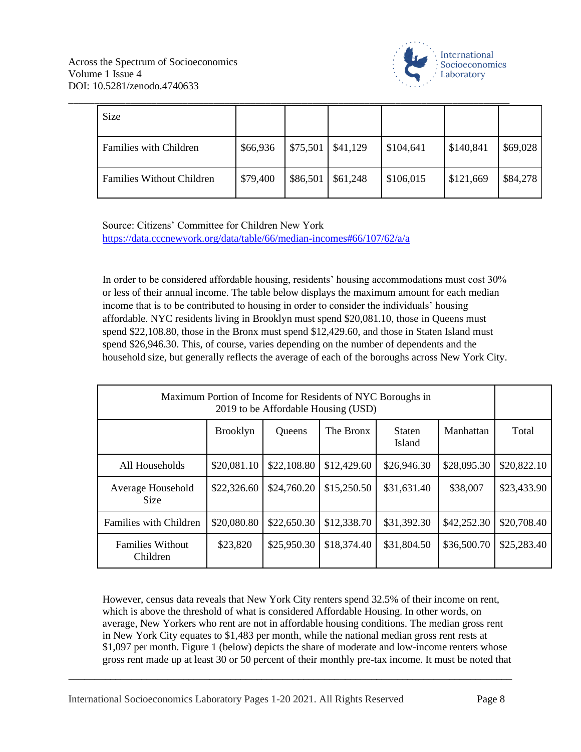| Size | | | | | | |
|---|---|---|---|---|---|---|
| Families with Children | $66,936 | $75,501 | $41,129 | $104,641 | $140,841 | $69,028 |
| Families Without Children | $79,400 | $86,501 | $61,248 | $106,015 | $121,669 | $84,278 |

Source: Citizens' Committee for Children New York
https://data.cccnewyork.org/data/table/66/median-incomes#66/107/62/a/a

In order to be considered affordable housing, residents' housing accommodations must cost 30% or less of their annual income. The table below displays the maximum amount for each median income that is to be contributed to housing in order to consider the individuals' housing affordable. NYC residents living in Brooklyn must spend $20,081.10, those in Queens must spend $22,108.80, those in the Bronx must spend $12,429.60, and those in Staten Island must spend $26,946.30. This, of course, varies depending on the number of dependents and the household size, but generally reflects the average of each of the boroughs across New York City.

| Maximum Portion of Income for Residents of NYC Boroughs in 2019 to be Affordable Housing (USD) | | | | | | |
|---|---|---|---|---|---|---|
| | Brooklyn | Queens | The Bronx | Staten Island | Manhattan | Total |
| All Households | $20,081.10 | $22,108.80 | $12,429.60 | $26,946.30 | $28,095.30 | $20,822.10 |
| Average Household Size | $22,326.60 | $24,760.20 | $15,250.50 | $31,631.40 | $38,007 | $23,433.90 |
| Families with Children | $20,080.80 | $22,650.30 | $12,338.70 | $31,392.30 | $42,252.30 | $20,708.40 |
| Families Without Children | $23,820 | $25,950.30 | $18,374.40 | $31,804.50 | $36,500.70 | $25,283.40 |

However, census data reveals that New York City renters spend 32.5% of their income on rent, which is above the threshold of what is considered Affordable Housing. In other words, on average, New Yorkers who rent are not in affordable housing conditions. The median gross rent in New York City equates to $1,483 per month, while the national median gross rent rests at $1,097 per month. Figure 1 (below) depicts the share of moderate and low-income renters whose gross rent made up at least 30 or 50 percent of their monthly pre-tax income. It must be noted that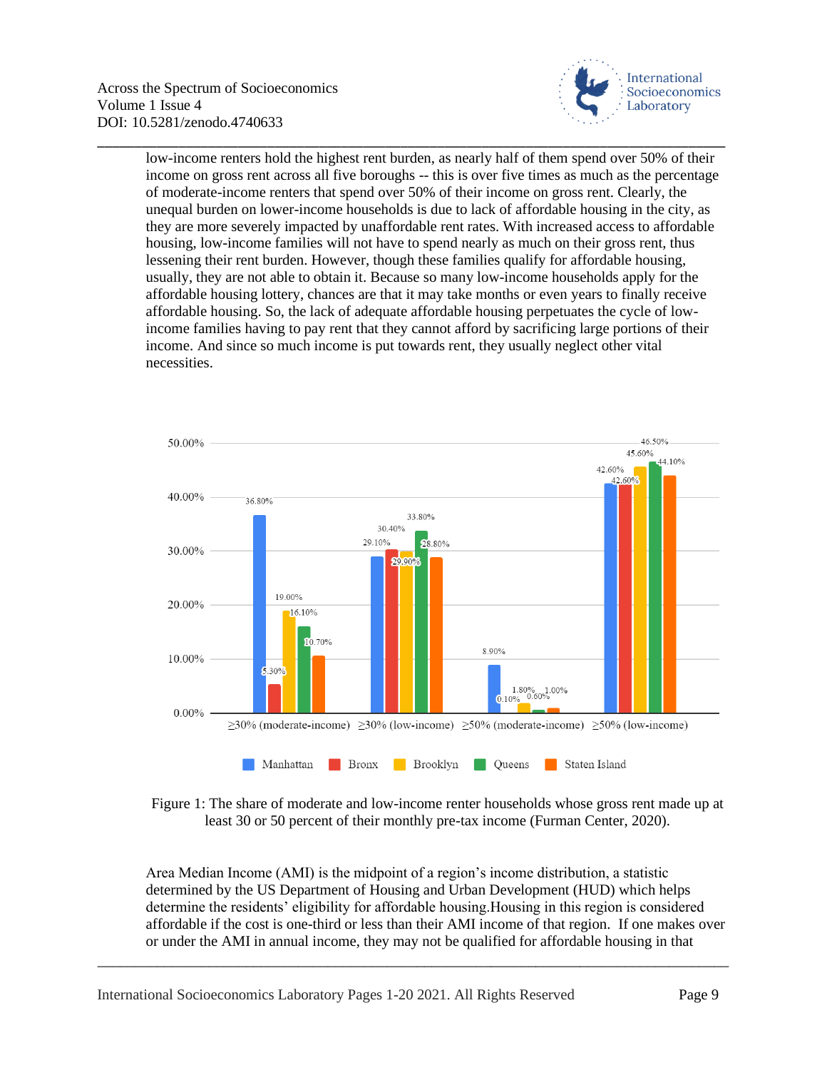low-income renters hold the highest rent burden, as nearly half of them spend over 50% of their income on gross rent across all five boroughs -- this is over five times as much as the percentage of moderate-income renters that spend over 50% of their income on gross rent. Clearly, the unequal burden on lower-income households is due to lack of affordable housing in the city, as they are more severely impacted by unaffordable rent rates. With increased access to affordable housing, low-income families will not have to spend nearly as much on their gross rent, thus lessening their rent burden. However, though these families qualify for affordable housing, usually, they are not able to obtain it. Because so many low-income households apply for the affordable housing lottery, chances are that it may take months or even years to finally receive affordable housing. So, the lack of adequate affordable housing perpetuates the cycle of low-income families having to pay rent that they cannot afford by sacrificing large portions of their income. And since so much income is put towards rent, they usually neglect other vital necessities.

| | Manhattan | Bronx | Brooklyn | Queens | Staten Island |
| --- | --- | --- | --- | --- | --- |
| ≥30% (moderate-income) | 36.80% | 5.30% | 19.00% | 16.10% | 10.70% |
| ≥30% (low-income) | 29.10% | 30.40% | 29.90% | 33.80% | 28.80% |
| ≥50% (moderate-income) | 8.90% | 0.10% | 1.80% | 0.60% | 1.00% |
| ≥50% (low-income) | 42.60% | 42.60% | 45.60% | 46.50% | 44.10% |

Figure 1: The share of moderate and low-income renter households whose gross rent made up at least 30 or 50 percent of their monthly pre-tax income (Furman Center, 2020).

Area Median Income (AMI) is the midpoint of a region's income distribution, a statistic determined by the US Department of Housing and Urban Development (HUD) which helps determine the residents' eligibility for affordable housing.Housing in this region is considered affordable if the cost is one-third or less than their AMI income of that region. If one makes over or under the AMI in annual income, they may not be qualified for affordable housing in that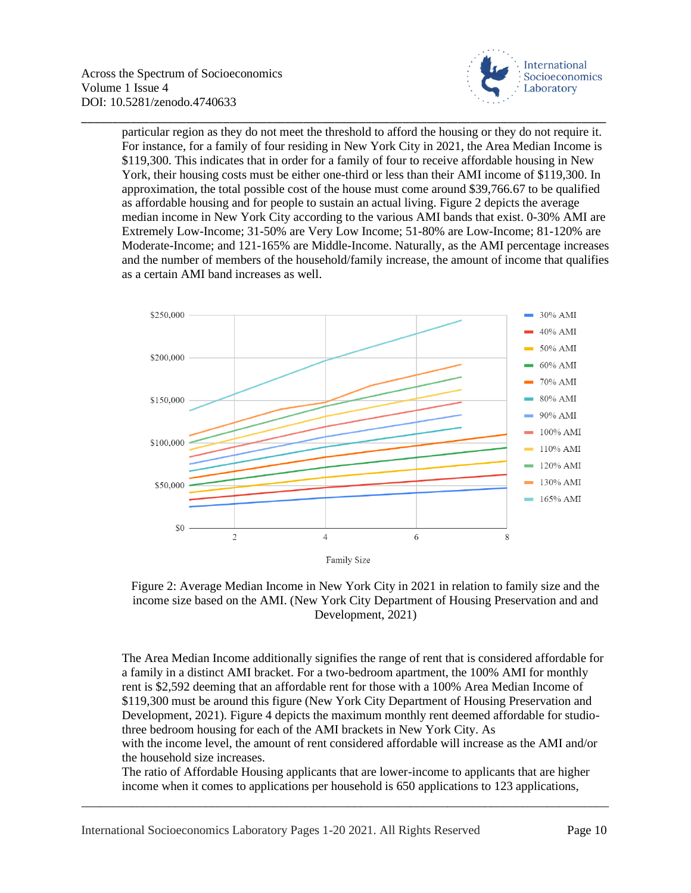particular region as they do not meet the threshold to afford the housing or they do not require it. For instance, for a family of four residing in New York City in 2021, the Area Median Income is $119,300. This indicates that in order for a family of four to receive affordable housing in New York, their housing costs must be either one-third or less than their AMI income of $119,300. In approximation, the total possible cost of the house must come around $39,766.67 to be qualified as affordable housing and for people to sustain an actual living. Figure 2 depicts the average median income in New York City according to the various AMI bands that exist. 0-30% AMI are Extremely Low-Income; 31-50% are Very Low Income; 51-80% are Low-Income; 81-120% are Moderate-Income; and 121-165% are Middle-Income. Naturally, as the AMI percentage increases and the number of members of the household/family increase, the amount of income that qualifies as a certain AMI band increases as well.

Figure 2: Average Median Income in New York City in 2021 in relation to family size and the income size based on the AMI. (New York City Department of Housing Preservation and and Development, 2021)

The Area Median Income additionally signifies the range of rent that is considered affordable for a family in a distinct AMI bracket. For a two-bedroom apartment, the 100% AMI for monthly rent is $2,592 deeming that an affordable rent for those with a 100% Area Median Income of $119,300 must be around this figure (New York City Department of Housing Preservation and Development, 2021). Figure 4 depicts the maximum monthly rent deemed affordable for studio-three bedroom housing for each of the AMI brackets in New York City. As with the income level, the amount of rent considered affordable will increase as the AMI and/or the household size increases.

The ratio of Affordable Housing applicants that are lower-income to applicants that are higher income when it comes to applications per household is 650 applications to 123 applications,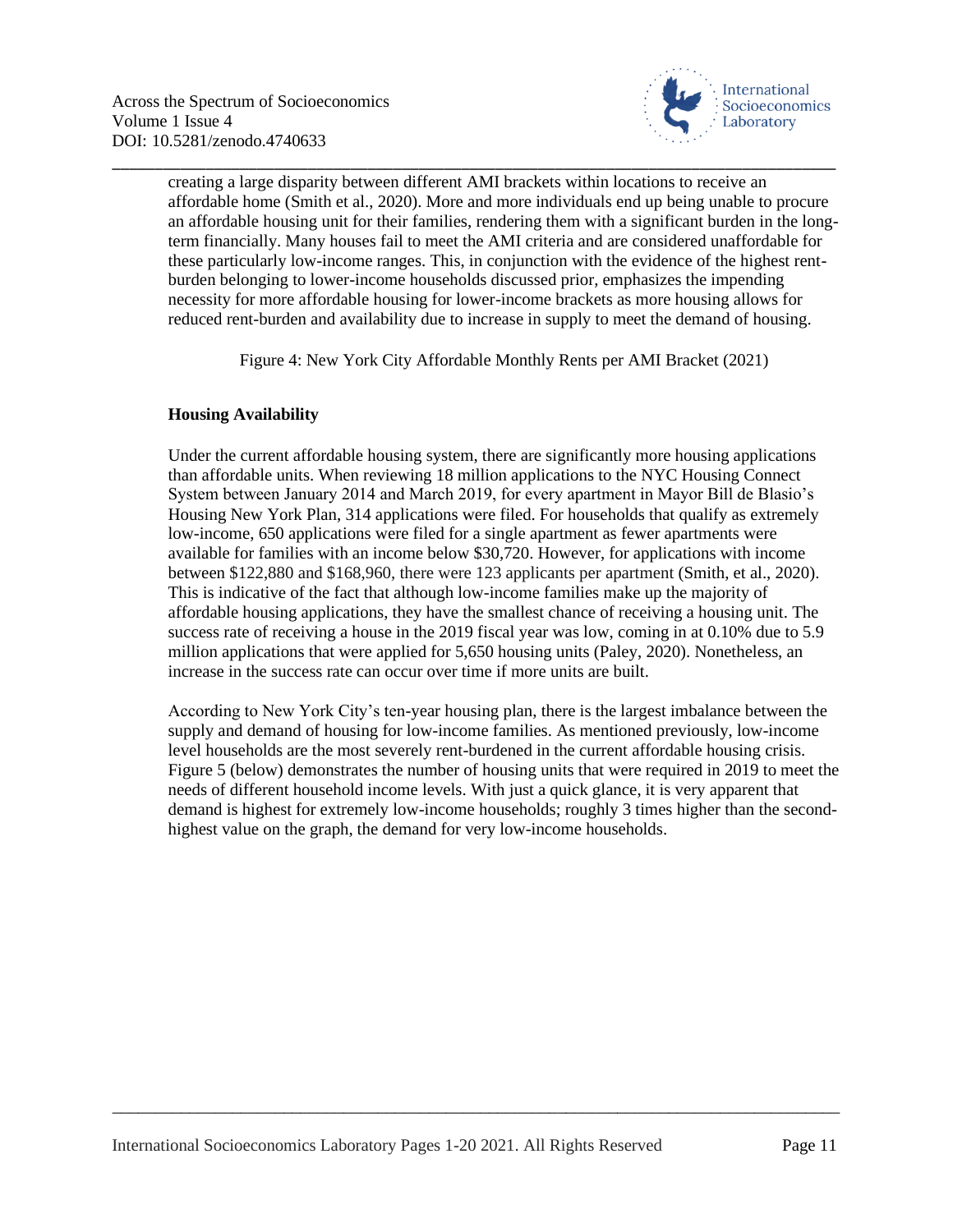creating a large disparity between different AMI brackets within locations to receive an affordable home (Smith et al., 2020). More and more individuals end up being unable to procure an affordable housing unit for their families, rendering them with a significant burden in the long-term financially. Many houses fail to meet the AMI criteria and are considered unaffordable for these particularly low-income ranges. This, in conjunction with the evidence of the highest rent-burden belonging to lower-income households discussed prior, emphasizes the impending necessity for more affordable housing for lower-income brackets as more housing allows for reduced rent-burden and availability due to increase in supply to meet the demand of housing.

Figure 4: New York City Affordable Monthly Rents per AMI Bracket (2021)

**Housing Availability**

Under the current affordable housing system, there are significantly more housing applications than affordable units. When reviewing 18 million applications to the NYC Housing Connect System between January 2014 and March 2019, for every apartment in Mayor Bill de Blasio's Housing New York Plan, 314 applications were filed. For households that qualify as extremely low-income, 650 applications were filed for a single apartment as fewer apartments were available for families with an income below $30,720. However, for applications with income between $122,880 and $168,960, there were 123 applicants per apartment (Smith, et al., 2020). This is indicative of the fact that although low-income families make up the majority of affordable housing applications, they have the smallest chance of receiving a housing unit. The success rate of receiving a house in the 2019 fiscal year was low, coming in at 0.10% due to 5.9 million applications that were applied for 5,650 housing units (Paley, 2020). Nonetheless, an increase in the success rate can occur over time if more units are built.

According to New York City's ten-year housing plan, there is the largest imbalance between the supply and demand of housing for low-income families. As mentioned previously, low-income level households are the most severely rent-burdened in the current affordable housing crisis. Figure 5 (below) demonstrates the number of housing units that were required in 2019 to meet the needs of different household income levels. With just a quick glance, it is very apparent that demand is highest for extremely low-income households; roughly 3 times higher than the second-highest value on the graph, the demand for very low-income households.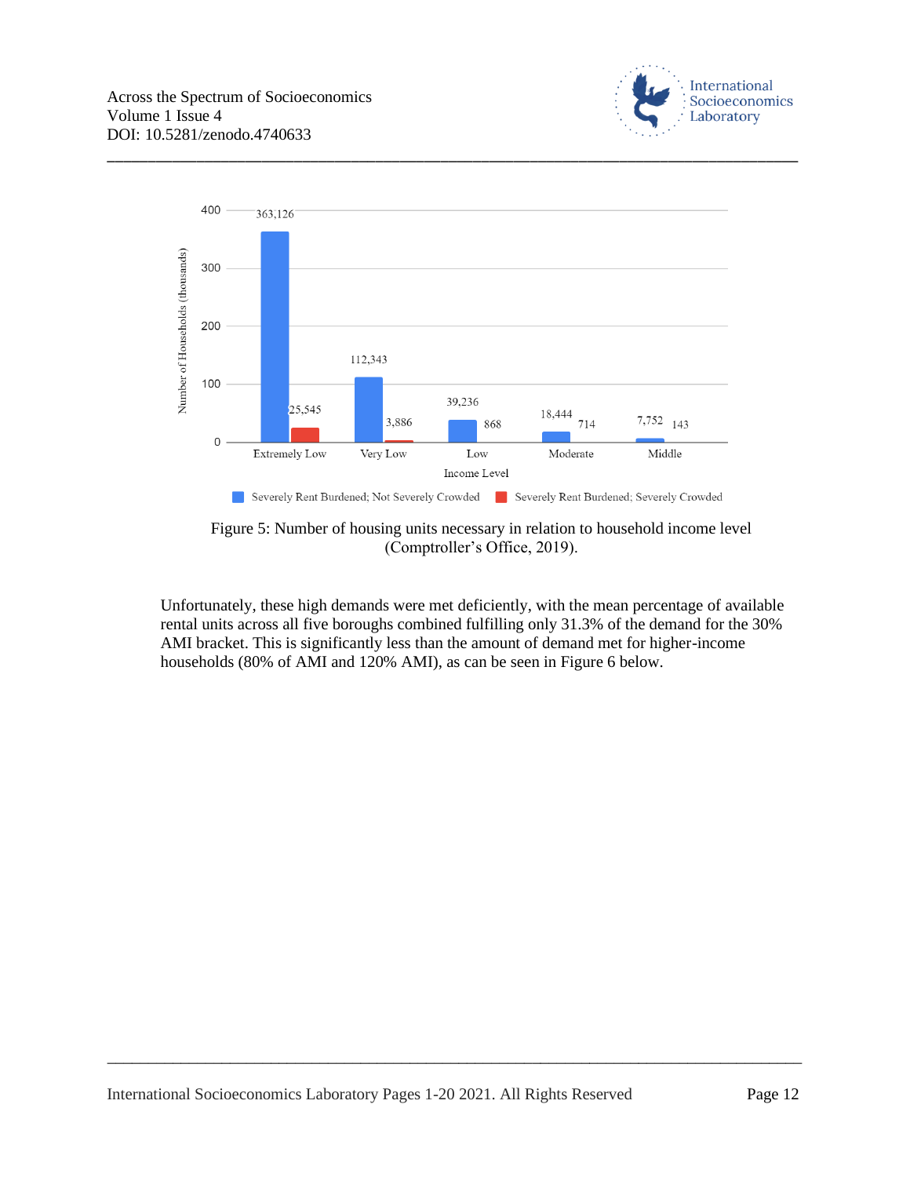Figure 5: Number of housing units necessary in relation to household income level (Comptroller's Office, 2019).

Unfortunately, these high demands were met deficiently, with the mean percentage of available rental units across all five boroughs combined fulfilling only 31.3% of the demand for the 30% AMI bracket. This is significantly less than the amount of demand met for higher-income households (80% of AMI and 120% AMI), as can be seen in Figure 6 below.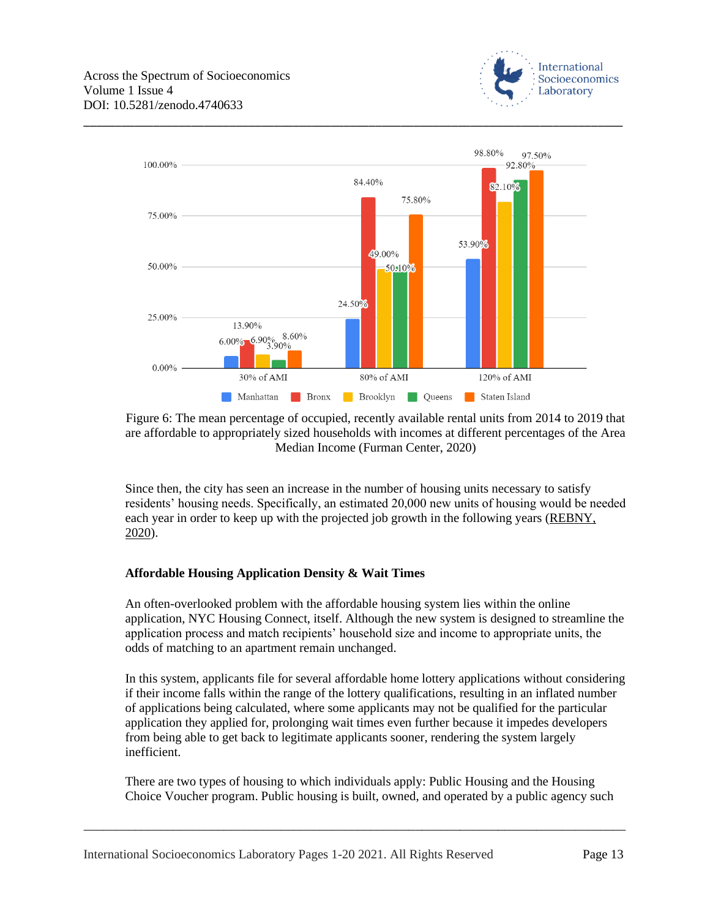Figure 6: The mean percentage of occupied, recently available rental units from 2014 to 2019 that are affordable to appropriately sized households with incomes at different percentages of the Area Median Income (Furman Center, 2020)

Since then, the city has seen an increase in the number of housing units necessary to satisfy residents' housing needs. Specifically, an estimated 20,000 new units of housing would be needed each year in order to keep up with the projected job growth in the following years (REBNY, 2020).

**Affordable Housing Application Density & Wait Times**

An often-overlooked problem with the affordable housing system lies within the online application, NYC Housing Connect, itself. Although the new system is designed to streamline the application process and match recipients' household size and income to appropriate units, the odds of matching to an apartment remain unchanged.

In this system, applicants file for several affordable home lottery applications without considering if their income falls within the range of the lottery qualifications, resulting in an inflated number of applications being calculated, where some applicants may not be qualified for the particular application they applied for, prolonging wait times even further because it impedes developers from being able to get back to legitimate applicants sooner, rendering the system largely inefficient.

There are two types of housing to which individuals apply: Public Housing and the Housing Choice Voucher program. Public housing is built, owned, and operated by a public agency such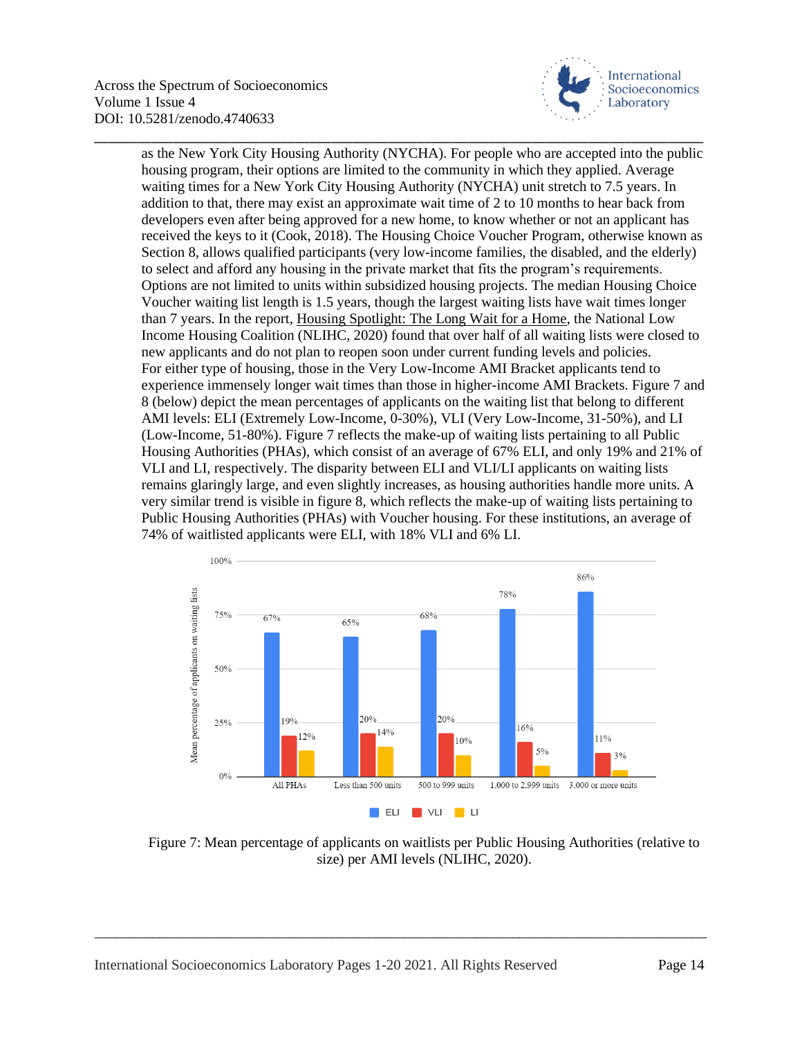as the New York City Housing Authority (NYCHA). For people who are accepted into the public housing program, their options are limited to the community in which they applied. Average waiting times for a New York City Housing Authority (NYCHA) unit stretch to 7.5 years. In addition to that, there may exist an approximate wait time of 2 to 10 months to hear back from developers even after being approved for a new home, to know whether or not an applicant has received the keys to it (Cook, 2018). The Housing Choice Voucher Program, otherwise known as Section 8, allows qualified participants (very low-income families, the disabled, and the elderly) to select and afford any housing in the private market that fits the program's requirements. Options are not limited to units within subsidized housing projects. The median Housing Choice Voucher waiting list length is 1.5 years, though the largest waiting lists have wait times longer than 7 years. In the report, Housing Spotlight: The Long Wait for a Home, the National Low Income Housing Coalition (NLIHC, 2020) found that over half of all waiting lists were closed to new applicants and do not plan to reopen soon under current funding levels and policies.

For either type of housing, those in the Very Low-Income AMI Bracket applicants tend to experience immensely longer wait times than those in higher-income AMI Brackets. Figure 7 and 8 (below) depict the mean percentages of applicants on the waiting list that belong to different AMI levels: ELI (Extremely Low-Income, 0-30%), VLI (Very Low-Income, 31-50%), and LI (Low-Income, 51-80%). Figure 7 reflects the make-up of waiting lists pertaining to all Public Housing Authorities (PHAs), which consist of an average of 67% ELI, and only 19% and 21% of VLI and LI, respectively. The disparity between ELI and VLI/LI applicants on waiting lists remains glaringly large, and even slightly increases, as housing authorities handle more units. A very similar trend is visible in figure 8, which reflects the make-up of waiting lists pertaining to Public Housing Authorities (PHAs) with Voucher housing. For these institutions, an average of 74% of waitlisted applicants were ELI, with 18% VLI and 6% LI.

| Mean percentage of applicants on waiting lists | ELI | VLI | LI |
|---|---|---|---|
| All PHAs | 67% | 19% | 12% |
| Less than 500 units | 65% | 20% | 14% |
| 500 to 999 units | 68% | 20% | 10% |
| 1,000 to 2,999 units | 78% | 16% | 5% |
| 3,000 or more units | 86% | 11% | 3% |

Figure 7: Mean percentage of applicants on waitlists per Public Housing Authorities (relative to size) per AMI levels (NLIHC, 2020).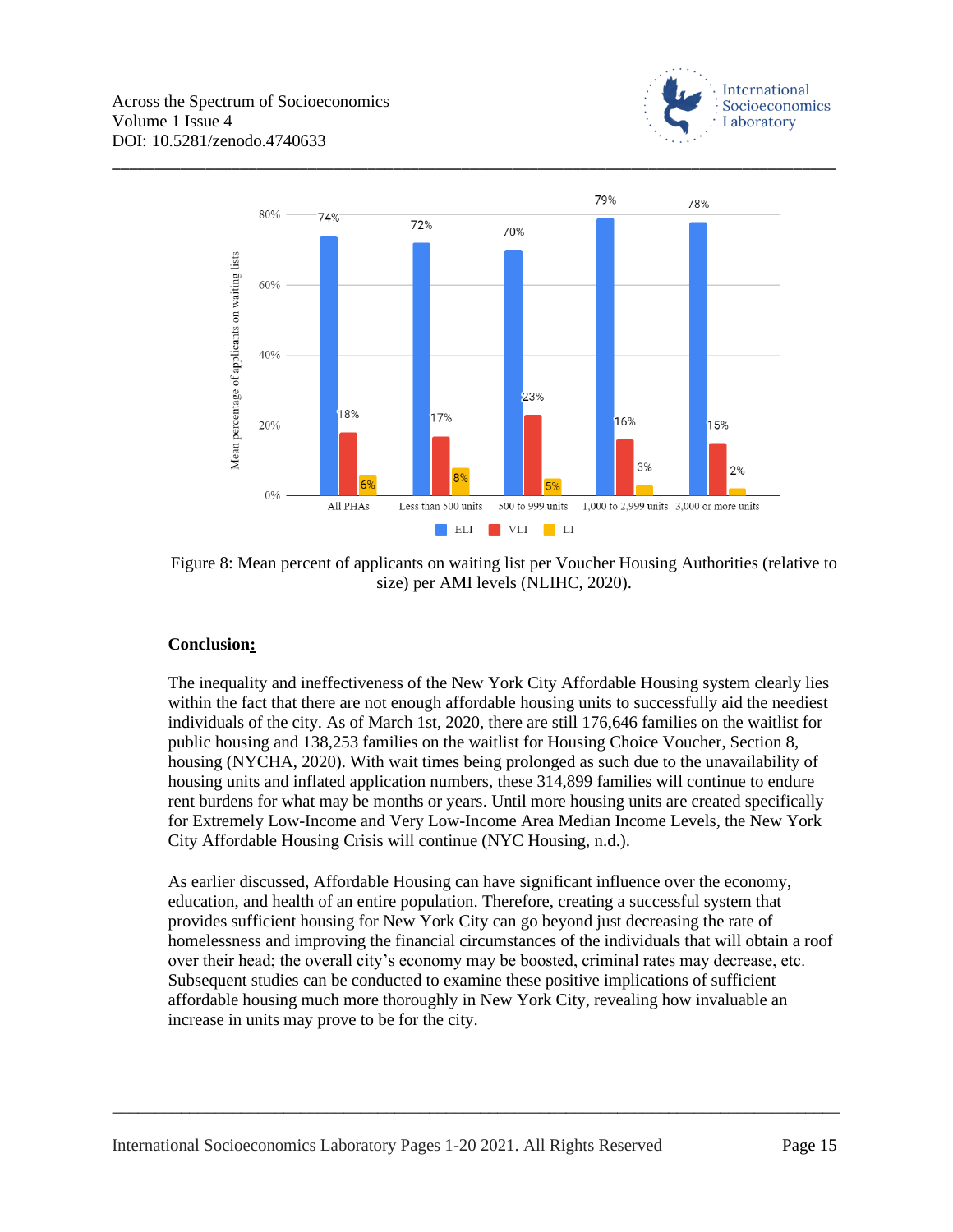Figure 8: Mean percent of applicants on waiting list per Voucher Housing Authorities (relative to size) per AMI levels (NLIHC, 2020).

**Conclusion:**

The inequality and ineffectiveness of the New York City Affordable Housing system clearly lies within the fact that there are not enough affordable housing units to successfully aid the neediest individuals of the city. As of March 1st, 2020, there are still 176,646 families on the waitlist for public housing and 138,253 families on the waitlist for Housing Choice Voucher, Section 8, housing (NYCHA, 2020). With wait times being prolonged as such due to the unavailability of housing units and inflated application numbers, these 314,899 families will continue to endure rent burdens for what may be months or years. Until more housing units are created specifically for Extremely Low-Income and Very Low-Income Area Median Income Levels, the New York City Affordable Housing Crisis will continue (NYC Housing, n.d.).

As earlier discussed, Affordable Housing can have significant influence over the economy, education, and health of an entire population. Therefore, creating a successful system that provides sufficient housing for New York City can go beyond just decreasing the rate of homelessness and improving the financial circumstances of the individuals that will obtain a roof over their head; the overall city's economy may be boosted, criminal rates may decrease, etc. Subsequent studies can be conducted to examine these positive implications of sufficient affordable housing much more thoroughly in New York City, revealing how invaluable an increase in units may prove to be for the city.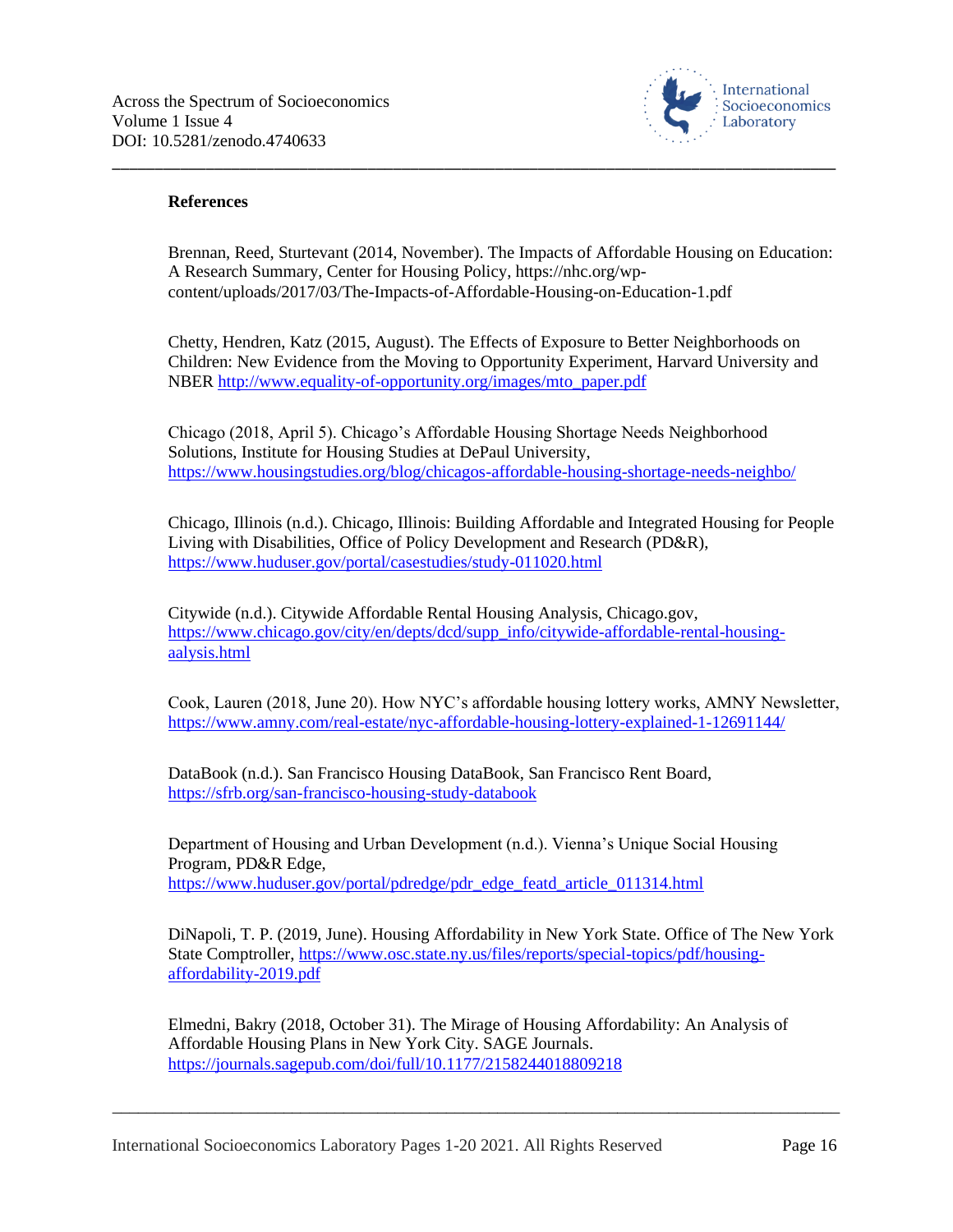**References**

Brennan, Reed, Sturtevant (2014, November). The Impacts of Affordable Housing on Education: A Research Summary, Center for Housing Policy, https://nhc.org/wp-content/uploads/2017/03/The-Impacts-of-Affordable-Housing-on-Education-1.pdf

Chetty, Hendren, Katz (2015, August). The Effects of Exposure to Better Neighborhoods on Children: New Evidence from the Moving to Opportunity Experiment, Harvard University and NBER http://www.equality-of-opportunity.org/images/mto_paper.pdf

Chicago (2018, April 5). Chicago's Affordable Housing Shortage Needs Neighborhood Solutions, Institute for Housing Studies at DePaul University, https://www.housingstudies.org/blog/chicagos-affordable-housing-shortage-needs-neighbo/

Chicago, Illinois (n.d.). Chicago, Illinois: Building Affordable and Integrated Housing for People Living with Disabilities, Office of Policy Development and Research (PD&R), https://www.huduser.gov/portal/casestudies/study-011020.html

Citywide (n.d.). Citywide Affordable Rental Housing Analysis, Chicago.gov, https://www.chicago.gov/city/en/depts/dcd/supp_info/citywide-affordable-rental-housing-aalysis.html

Cook, Lauren (2018, June 20). How NYC's affordable housing lottery works, AMNY Newsletter, https://www.amny.com/real-estate/nyc-affordable-housing-lottery-explained-1-12691144/

DataBook (n.d.). San Francisco Housing DataBook, San Francisco Rent Board, https://sfrb.org/san-francisco-housing-study-databook

Department of Housing and Urban Development (n.d.). Vienna's Unique Social Housing Program, PD&R Edge, https://www.huduser.gov/portal/pdredge/pdr_edge_featd_article_011314.html

DiNapoli, T. P. (2019, June). Housing Affordability in New York State. Office of The New York State Comptroller, https://www.osc.state.ny.us/files/reports/special-topics/pdf/housing-affordability-2019.pdf

Elmedni, Bakry (2018, October 31). The Mirage of Housing Affordability: An Analysis of Affordable Housing Plans in New York City. SAGE Journals. https://journals.sagepub.com/doi/full/10.1177/2158244018809218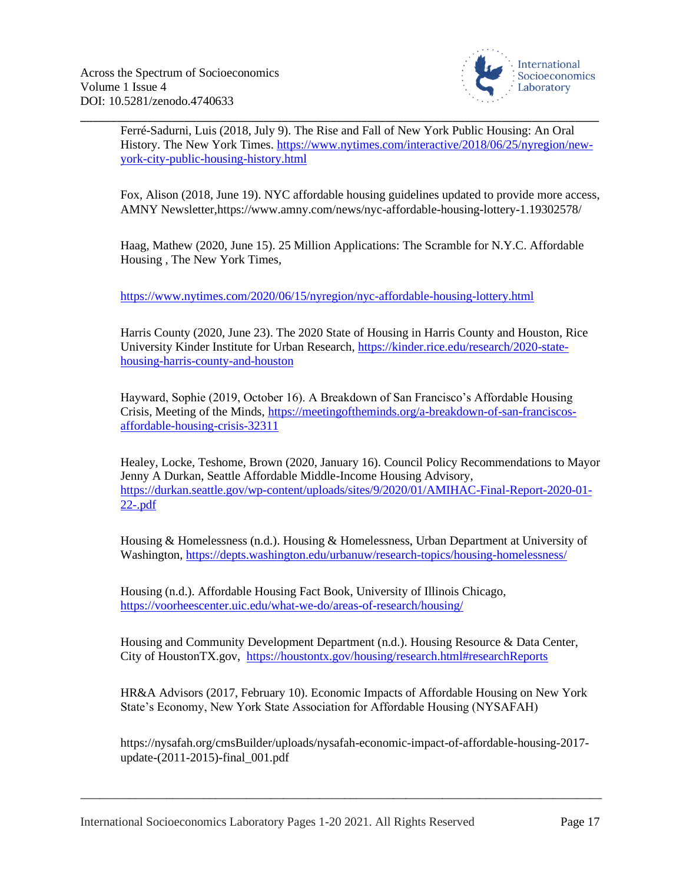Ferré-Sadurni, Luis (2018, July 9). The Rise and Fall of New York Public Housing: An Oral History. The New York Times. https://www.nytimes.com/interactive/2018/06/25/nyregion/new-york-city-public-housing-history.html

Fox, Alison (2018, June 19). NYC affordable housing guidelines updated to provide more access, AMNY Newsletter,https://www.amny.com/news/nyc-affordable-housing-lottery-1.19302578/

Haag, Mathew (2020, June 15). 25 Million Applications: The Scramble for N.Y.C. Affordable Housing , The New York Times,

https://www.nytimes.com/2020/06/15/nyregion/nyc-affordable-housing-lottery.html

Harris County (2020, June 23). The 2020 State of Housing in Harris County and Houston, Rice University Kinder Institute for Urban Research, https://kinder.rice.edu/research/2020-state-housing-harris-county-and-houston

Hayward, Sophie (2019, October 16). A Breakdown of San Francisco's Affordable Housing Crisis, Meeting of the Minds, https://meetingoftheminds.org/a-breakdown-of-san-franciscos-affordable-housing-crisis-32311

Healey, Locke, Teshome, Brown (2020, January 16). Council Policy Recommendations to Mayor Jenny A Durkan, Seattle Affordable Middle-Income Housing Advisory, https://durkan.seattle.gov/wp-content/uploads/sites/9/2020/01/AMIHAC-Final-Report-2020-01-22-.pdf

Housing & Homelessness (n.d.). Housing & Homelessness, Urban Department at University of Washington, https://depts.washington.edu/urbanuw/research-topics/housing-homelessness/

Housing (n.d.). Affordable Housing Fact Book, University of Illinois Chicago, https://voorheescenter.uic.edu/what-we-do/areas-of-research/housing/

Housing and Community Development Department (n.d.). Housing Resource & Data Center, City of HoustonTX.gov, https://houstontx.gov/housing/research.html#researchReports

HR&A Advisors (2017, February 10). Economic Impacts of Affordable Housing on New York State's Economy, New York State Association for Affordable Housing (NYSAFAH)

https://nysafah.org/cmsBuilder/uploads/nysafah-economic-impact-of-affordable-housing-2017-update-(2011-2015)-final_001.pdf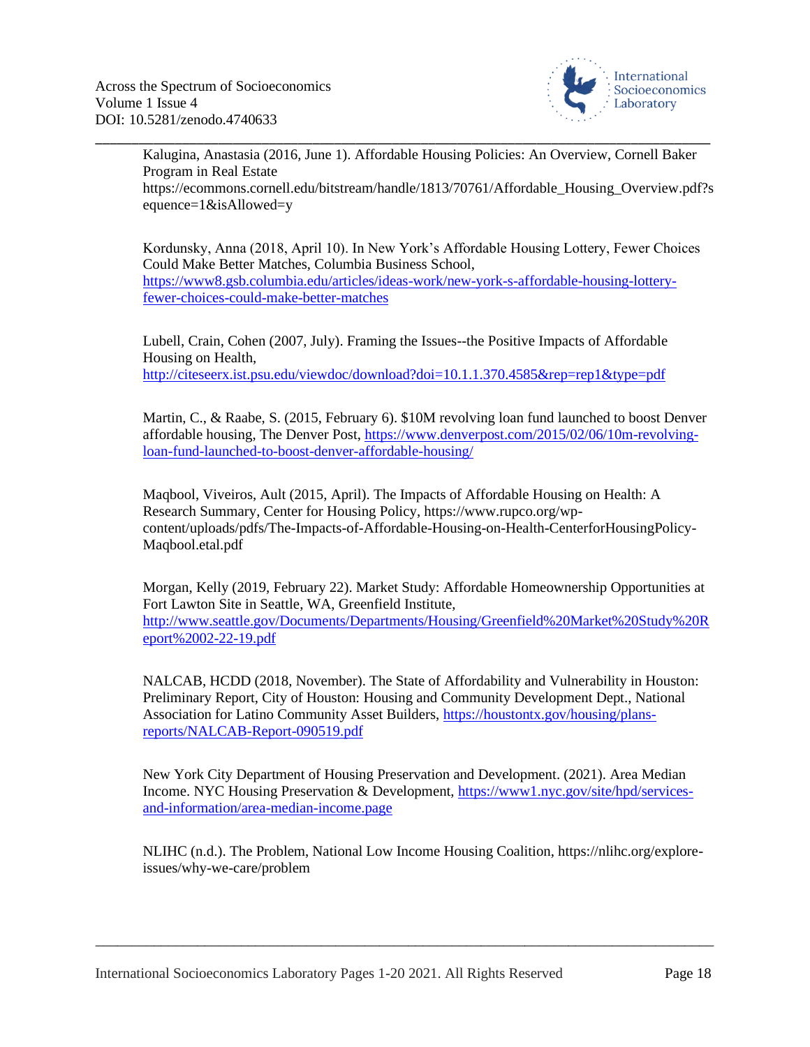Kalugina, Anastasia (2016, June 1). Affordable Housing Policies: An Overview, Cornell Baker Program in Real Estate https://ecommons.cornell.edu/bitstream/handle/1813/70761/Affordable_Housing_Overview.pdf?sequence=1&isAllowed=y

Kordunsky, Anna (2018, April 10). In New York's Affordable Housing Lottery, Fewer Choices Could Make Better Matches, Columbia Business School, https://www8.gsb.columbia.edu/articles/ideas-work/new-york-s-affordable-housing-lottery-fewer-choices-could-make-better-matches

Lubell, Crain, Cohen (2007, July). Framing the Issues--the Positive Impacts of Affordable Housing on Health, http://citeseerx.ist.psu.edu/viewdoc/download?doi=10.1.1.370.4585&rep=rep1&type=pdf

Martin, C., & Raabe, S. (2015, February 6). $10M revolving loan fund launched to boost Denver affordable housing, The Denver Post, https://www.denverpost.com/2015/02/06/10m-revolving-loan-fund-launched-to-boost-denver-affordable-housing/

Maqbool, Viveiros, Ault (2015, April). The Impacts of Affordable Housing on Health: A Research Summary, Center for Housing Policy, https://www.rupco.org/wp-content/uploads/pdfs/The-Impacts-of-Affordable-Housing-on-Health-CenterforHousingPolicy-Maqbool.etal.pdf

Morgan, Kelly (2019, February 22). Market Study: Affordable Homeownership Opportunities at Fort Lawton Site in Seattle, WA, Greenfield Institute, http://www.seattle.gov/Documents/Departments/Housing/Greenfield%20Market%20Study%20Report%2002-22-19.pdf

NALCAB, HCDD (2018, November). The State of Affordability and Vulnerability in Houston: Preliminary Report, City of Houston: Housing and Community Development Dept., National Association for Latino Community Asset Builders, https://houstontx.gov/housing/plans-reports/NALCAB-Report-090519.pdf

New York City Department of Housing Preservation and Development. (2021). Area Median Income. NYC Housing Preservation & Development, https://www1.nyc.gov/site/hpd/services-and-information/area-median-income.page

NLIHC (n.d.). The Problem, National Low Income Housing Coalition, https://nlihc.org/explore-issues/why-we-care/problem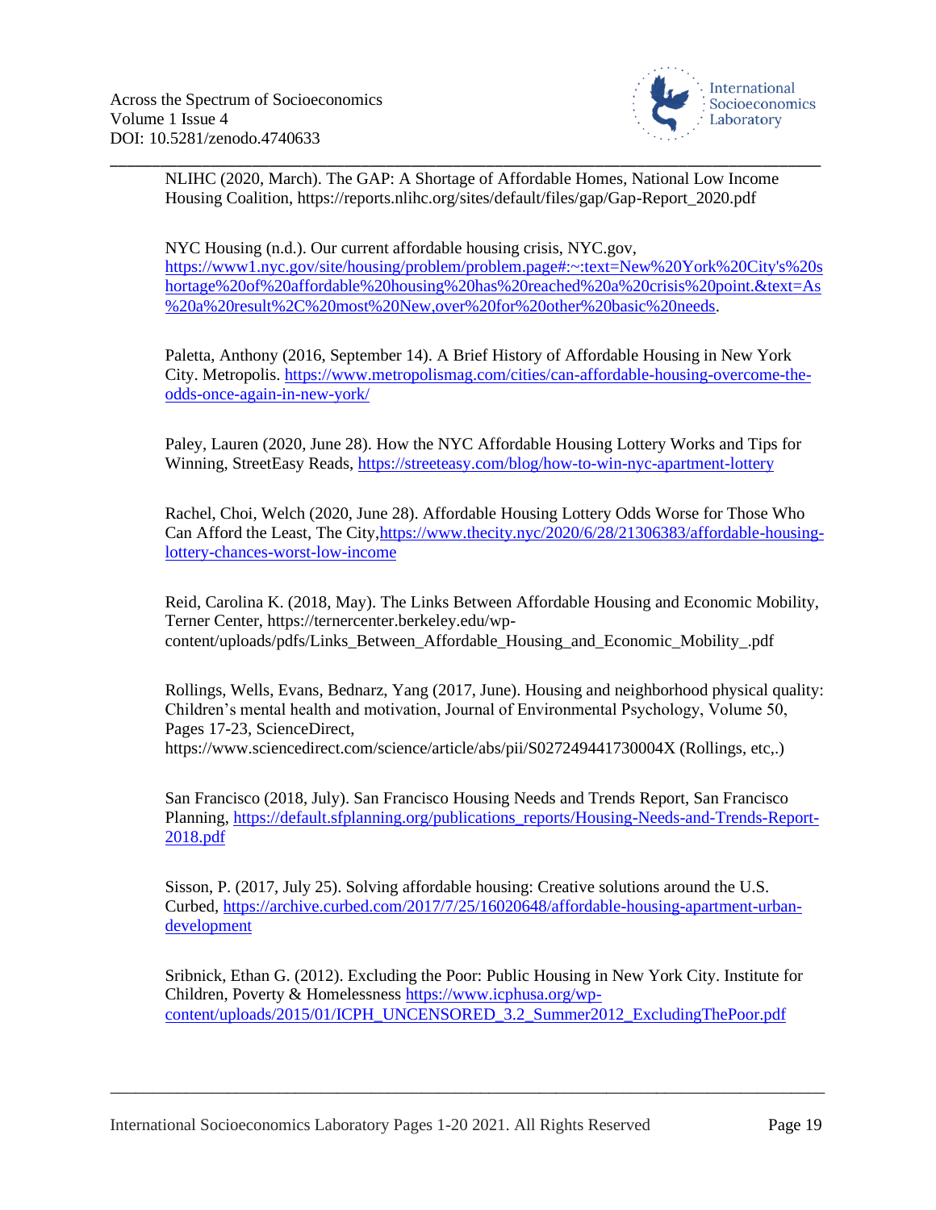NLIHC (2020, March). The GAP: A Shortage of Affordable Homes, National Low Income Housing Coalition, https://reports.nlihc.org/sites/default/files/gap/Gap-Report_2020.pdf

NYC Housing (n.d.). Our current affordable housing crisis, NYC.gov, https://www1.nyc.gov/site/housing/problem/problem.page#:~:text=New%20York%20City's%20shortage%20of%20affordable%20housing%20has%20reached%20a%20crisis%20point.&text=As%20a%20result%2C%20most%20New,over%20for%20other%20basic%20needs.

Paletta, Anthony (2016, September 14). A Brief History of Affordable Housing in New York City. Metropolis. https://www.metropolismag.com/cities/can-affordable-housing-overcome-the-odds-once-again-in-new-york/

Paley, Lauren (2020, June 28). How the NYC Affordable Housing Lottery Works and Tips for Winning, StreetEasy Reads, https://streeteasy.com/blog/how-to-win-nyc-apartment-lottery

Rachel, Choi, Welch (2020, June 28). Affordable Housing Lottery Odds Worse for Those Who Can Afford the Least, The City,https://www.thecity.nyc/2020/6/28/21306383/affordable-housing-lottery-chances-worst-low-income

Reid, Carolina K. (2018, May). The Links Between Affordable Housing and Economic Mobility, Terner Center, https://ternercenter.berkeley.edu/wp-content/uploads/pdfs/Links_Between_Affordable_Housing_and_Economic_Mobility_.pdf

Rollings, Wells, Evans, Bednarz, Yang (2017, June). Housing and neighborhood physical quality: Children's mental health and motivation, Journal of Environmental Psychology, Volume 50, Pages 17-23, ScienceDirect, https://www.sciencedirect.com/science/article/abs/pii/S027249441730004X (Rollings, etc,.)

San Francisco (2018, July). San Francisco Housing Needs and Trends Report, San Francisco Planning, https://default.sfplanning.org/publications_reports/Housing-Needs-and-Trends-Report-2018.pdf

Sisson, P. (2017, July 25). Solving affordable housing: Creative solutions around the U.S. Curbed, https://archive.curbed.com/2017/7/25/16020648/affordable-housing-apartment-urban-development

Sribnick, Ethan G. (2012). Excluding the Poor: Public Housing in New York City. Institute for Children, Poverty & Homelessness https://www.icphusa.org/wp-content/uploads/2015/01/ICPH_UNCENSORED_3.2_Summer2012_ExcludingThePoor.pdf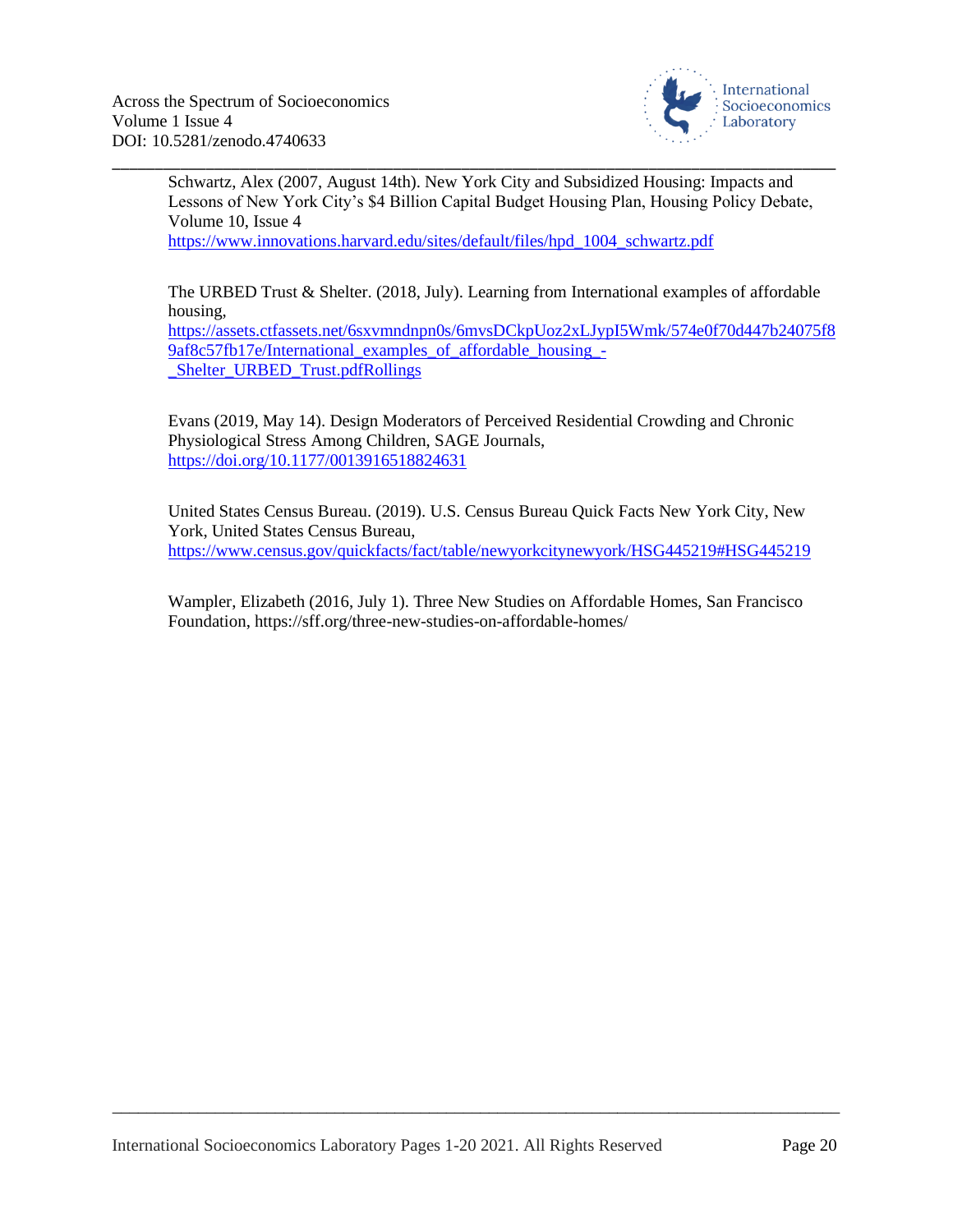Schwartz, Alex (2007, August 14th). New York City and Subsidized Housing: Impacts and Lessons of New York City's $4 Billion Capital Budget Housing Plan, Housing Policy Debate, Volume 10, Issue 4 https://www.innovations.harvard.edu/sites/default/files/hpd_1004_schwartz.pdf

The URBED Trust & Shelter. (2018, July). Learning from International examples of affordable housing, https://assets.ctfassets.net/6sxvmndnpn0s/6mvsDCkpUoz2xLJypI5Wmk/574e0f70d447b24075f89af8c57fb17e/International_examples_of_affordable_housing_-_Shelter_URBED_Trust.pdfRollings

Evans (2019, May 14). Design Moderators of Perceived Residential Crowding and Chronic Physiological Stress Among Children, SAGE Journals, https://doi.org/10.1177/0013916518824631

United States Census Bureau. (2019). U.S. Census Bureau Quick Facts New York City, New York, United States Census Bureau, https://www.census.gov/quickfacts/fact/table/newyorkcitynewyork/HSG445219#HSG445219

Wampler, Elizabeth (2016, July 1). Three New Studies on Affordable Homes, San Francisco Foundation, https://sff.org/three-new-studies-on-affordable-homes/